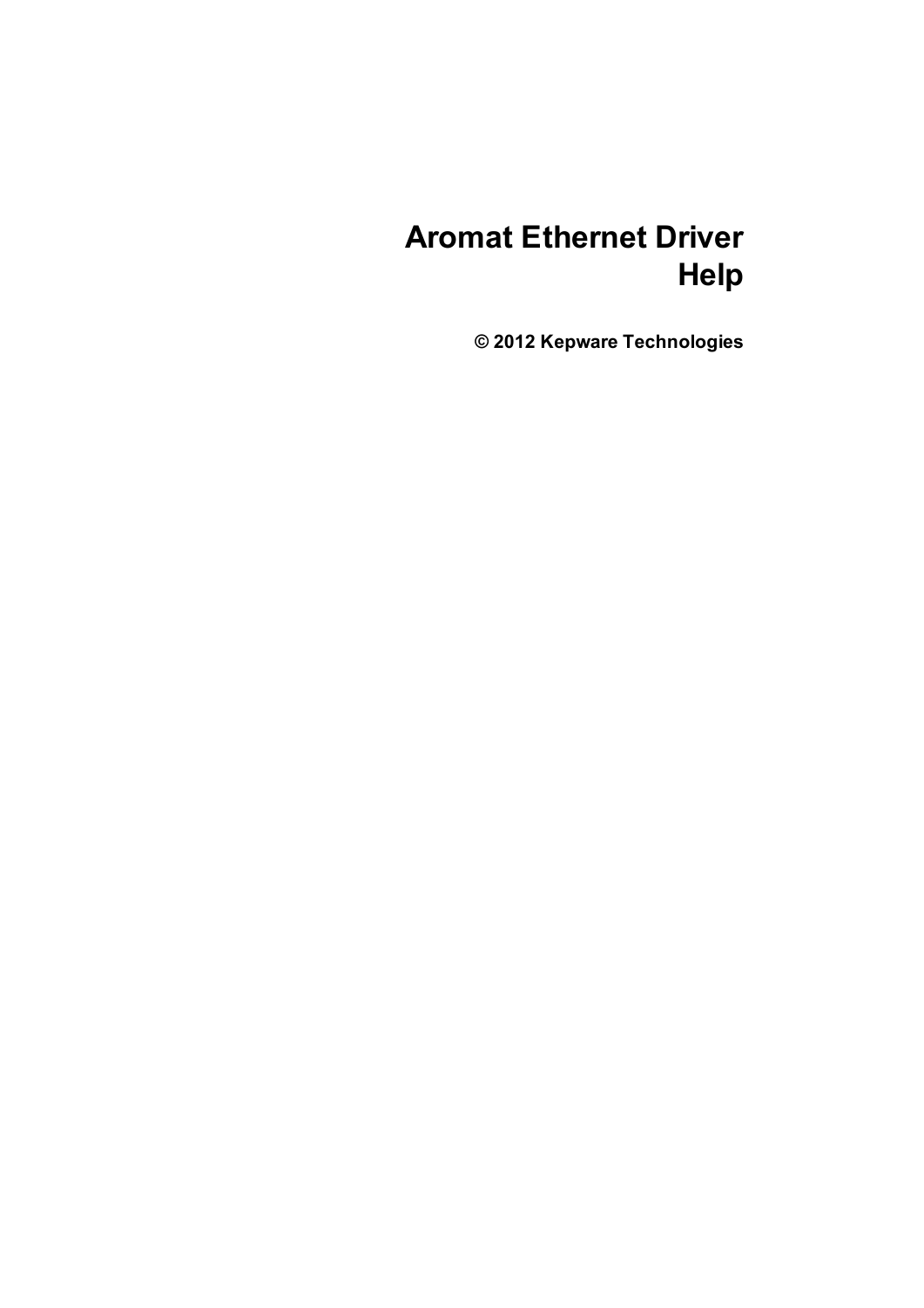# Aromat Ethernet Driver Help

**© 2012 Kepware Technologies**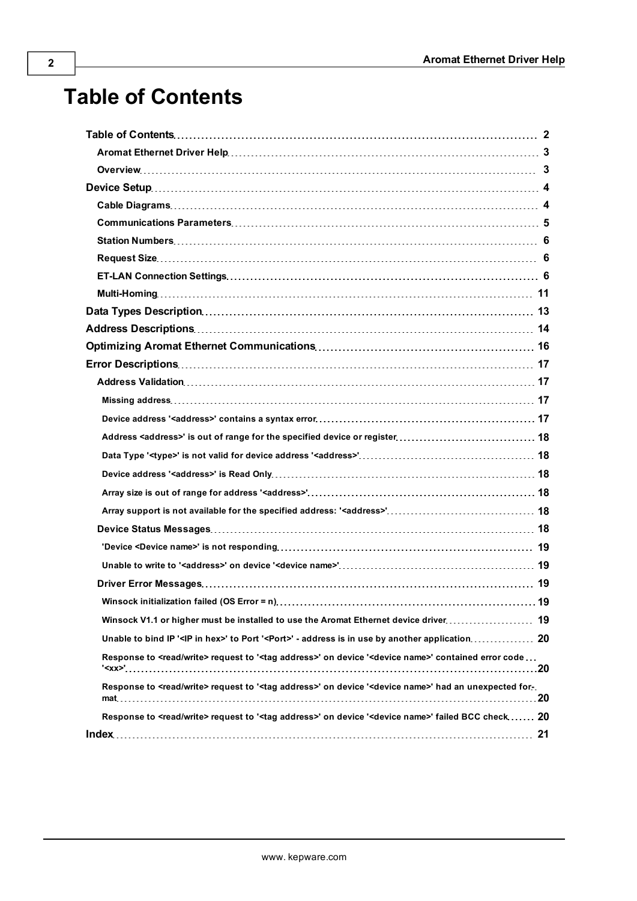# Table of Contents

**Table of Contents** 2

- **Aromat Ethernet Driver Help** 3
- **Overview** 3

**Device Setup** 4

- **Cable Diagrams** 4
- **Communications Parameters** 5
- **Station Numbers** 6
- **Request Size** 6
- **ET-LAN Connection Settings** 6
- **Multi-Homing** 11

**Data Types Description** 13

**Address Descriptions** 14

**Optimizing Aromat Ethernet Communications** 16

**Error Descriptions** 17

- **Address Validation** 17
  - Missing address 17
  - Device address '<address>' contains a syntax error 17
  - Address <address>' is out of range for the specified device or register 18
  - Data Type '<type>' is not valid for device address '<address>' 18
  - Device address '<address>' is Read Only 18
  - Array size is out of range for address '<address>' 18
  - Array support is not available for the specified address: '<address>' 18
- **Device Status Messages** 18
  - 'Device <Device name>' is not responding 19
  - Unable to write to '<address>' on device '<device name>' 19
- **Driver Error Messages** 19
  - Winsock initialization failed (OS Error = n) 19
  - Winsock V1.1 or higher must be installed to use the Aromat Ethernet device driver 19
  - Unable to bind IP '<IP in hex>' to Port '<Port>' - address is in use by another application 20
  - Response to <read/write> request to '<tag address>' on device '<device name>' contained error code '<xx>' 20
  - Response to <read/write> request to '<tag address>' on device '<device name>' had an unexpected format 20
  - Response to <read/write> request to '<tag address>' on device '<device name>' failed BCC check 20

**Index** 21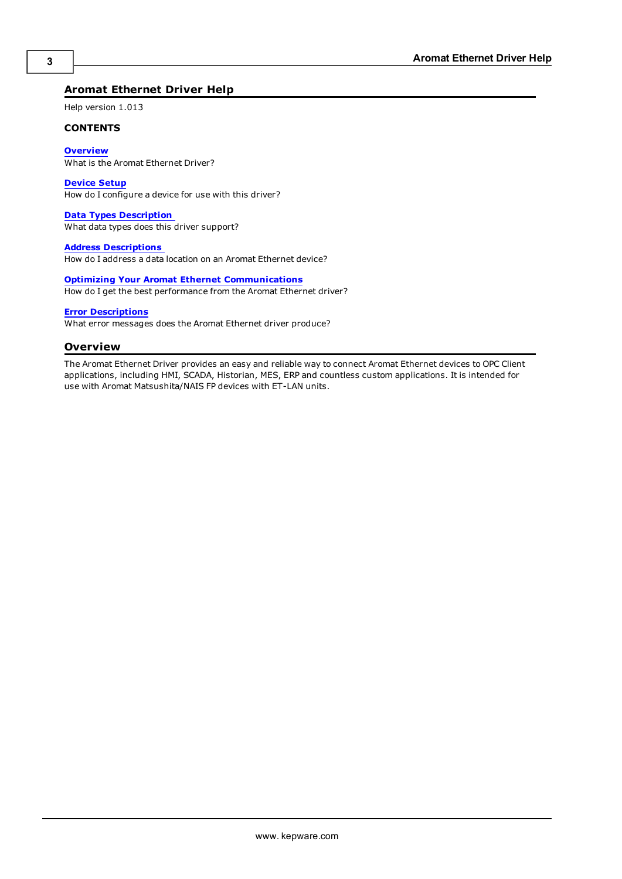# Aromat Ethernet Driver Help

Help version 1.013

**CONTENTS**

**Overview**
What is the Aromat Ethernet Driver?

**Device Setup**
How do I configure a device for use with this driver?

**Data Types Description**
What data types does this driver support?

**Address Descriptions**
How do I address a data location on an Aromat Ethernet device?

**Optimizing Your Aromat Ethernet Communications**
How do I get the best performance from the Aromat Ethernet driver?

**Error Descriptions**
What error messages does the Aromat Ethernet driver produce?

## Overview

The Aromat Ethernet Driver provides an easy and reliable way to connect Aromat Ethernet devices to OPC Client applications, including HMI, SCADA, Historian, MES, ERP and countless custom applications. It is intended for use with Aromat Matsushita/NAIS FP devices with ET-LAN units.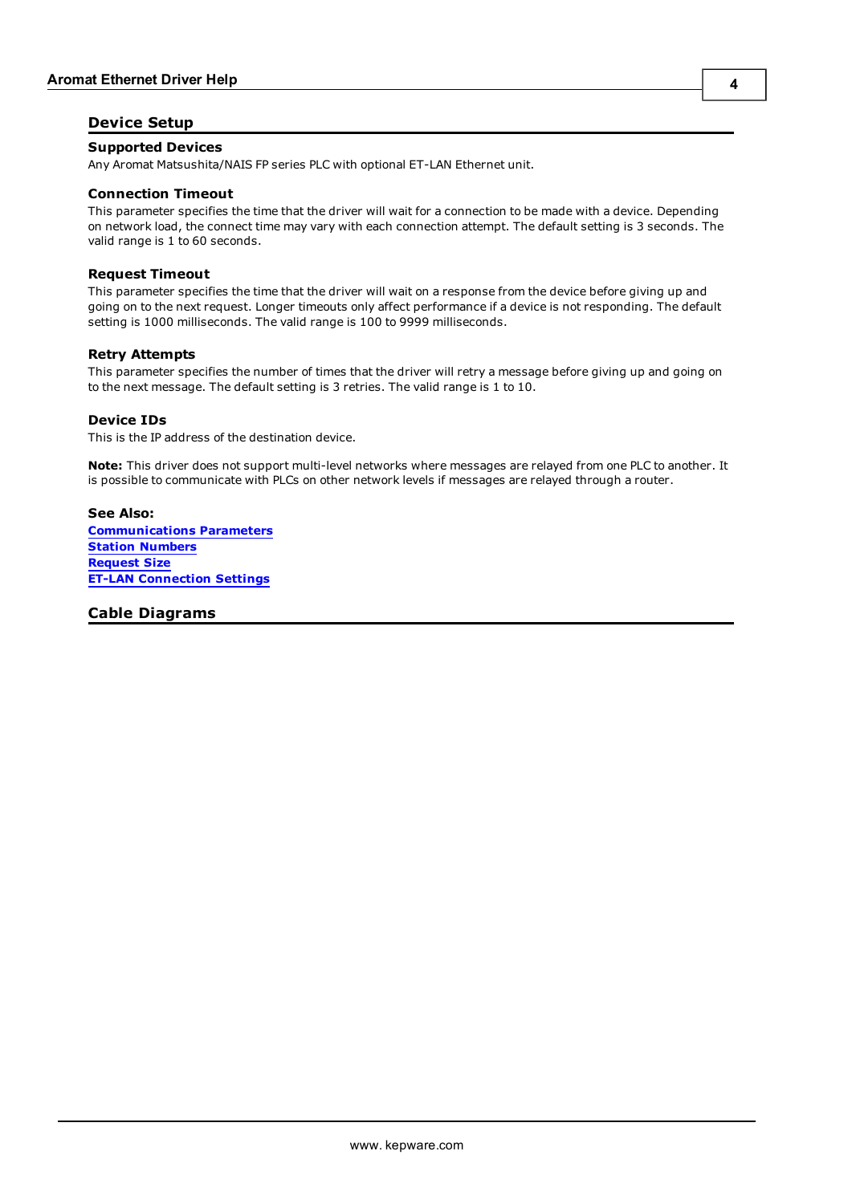## Device Setup

### Supported Devices

Any Aromat Matsushita/NAIS FP series PLC with optional ET-LAN Ethernet unit.

### Connection Timeout

This parameter specifies the time that the driver will wait for a connection to be made with a device. Depending on network load, the connect time may vary with each connection attempt. The default setting is 3 seconds. The valid range is 1 to 60 seconds.

### Request Timeout

This parameter specifies the time that the driver will wait on a response from the device before giving up and going on to the next request. Longer timeouts only affect performance if a device is not responding. The default setting is 1000 milliseconds. The valid range is 100 to 9999 milliseconds.

### Retry Attempts

This parameter specifies the number of times that the driver will retry a message before giving up and going on to the next message. The default setting is 3 retries. The valid range is 1 to 10.

### Device IDs

This is the IP address of the destination device.

**Note:** This driver does not support multi-level networks where messages are relayed from one PLC to another. It is possible to communicate with PLCs on other network levels if messages are relayed through a router.

**See Also:**
**Communications Parameters**
**Station Numbers**
**Request Size**
**ET-LAN Connection Settings**

## Cable Diagrams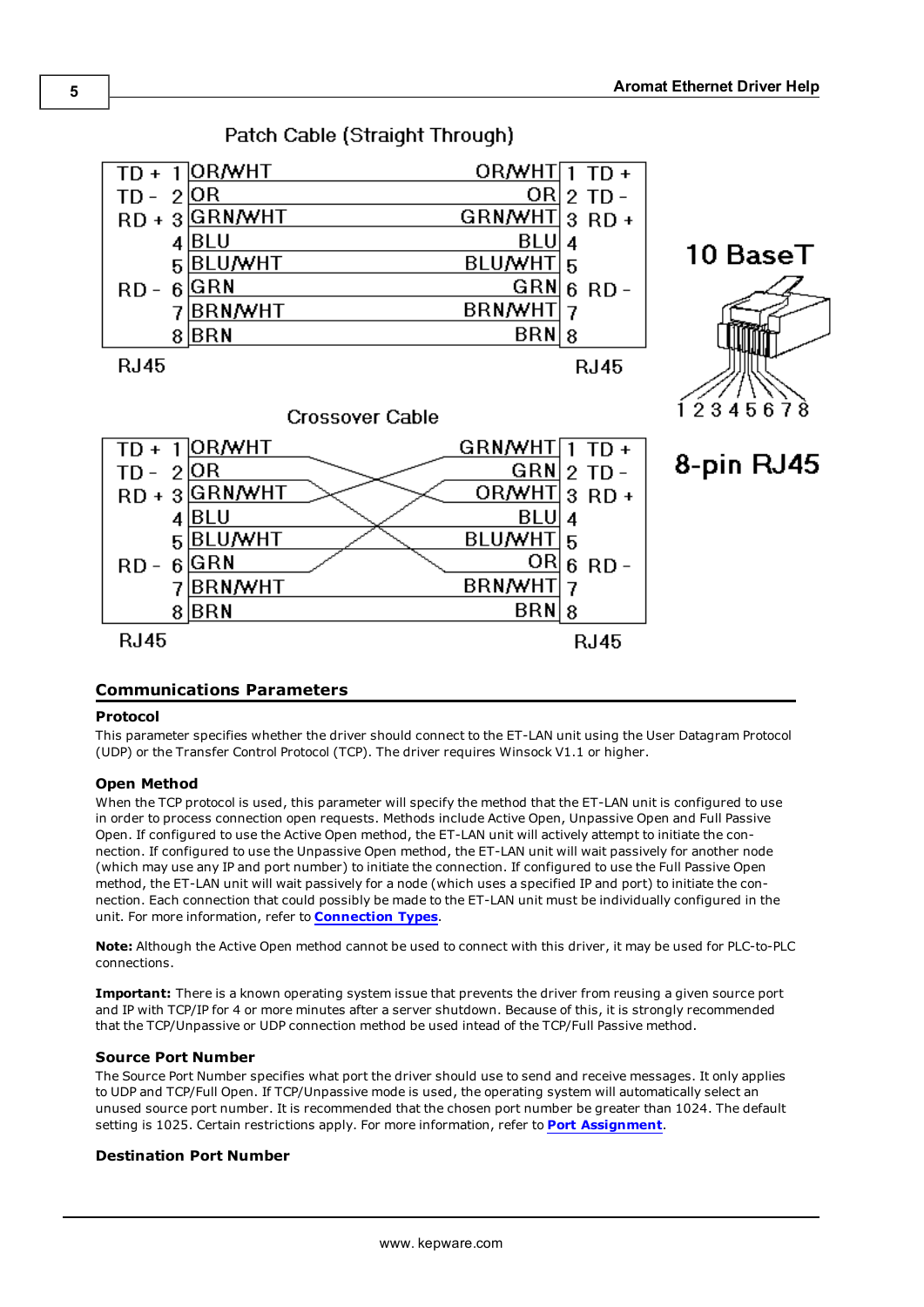Patch Cable (Straight Through)

| RJ45 |  |  | RJ45 |
|---|---|---|---|
| TD + 1 | OR/WHT | OR/WHT | 1 TD + |
| TD - 2 | OR | OR | 2 TD - |
| RD + 3 | GRN/WHT | GRN/WHT | 3 RD + |
| 4 | BLU | BLU | 4 |
| 5 | BLU/WHT | BLU/WHT | 5 |
| RD - 6 | GRN | GRN | 6 RD - |
| 7 | BRN/WHT | BRN/WHT | 7 |
| 8 | BRN | BRN | 8 |

10 BaseT

1 2 3 4 5 6 7 8

8-pin RJ45

Crossover Cable

| RJ45 |  |  | RJ45 |
|---|---|---|---|
| TD + 1 | OR/WHT | GRN/WHT | 1 TD + |
| TD - 2 | OR | GRN | 2 TD - |
| RD + 3 | GRN/WHT | OR/WHT | 3 RD + |
| 4 | BLU | BLU | 4 |
| 5 | BLU/WHT | BLU/WHT | 5 |
| RD - 6 | GRN | OR | 6 RD - |
| 7 | BRN/WHT | BRN/WHT | 7 |
| 8 | BRN | BRN | 8 |

## Communications Parameters

### Protocol

This parameter specifies whether the driver should connect to the ET-LAN unit using the User Datagram Protocol (UDP) or the Transfer Control Protocol (TCP). The driver requires Winsock V1.1 or higher.

### Open Method

When the TCP protocol is used, this parameter will specify the method that the ET-LAN unit is configured to use in order to process connection open requests. Methods include Active Open, Unpassive Open and Full Passive Open. If configured to use the Active Open method, the ET-LAN unit will actively attempt to initiate the connection. If configured to use the Unpassive Open method, the ET-LAN unit will wait passively for another node (which may use any IP and port number) to initiate the connection. If configured to use the Full Passive Open method, the ET-LAN unit will wait passively for a node (which uses a specified IP and port) to initiate the connection. Each connection that could possibly be made to the ET-LAN unit must be individually configured in the unit. For more information, refer to **Connection Types**.

**Note:** Although the Active Open method cannot be used to connect with this driver, it may be used for PLC-to-PLC connections.

**Important:** There is a known operating system issue that prevents the driver from reusing a given source port and IP with TCP/IP for 4 or more minutes after a server shutdown. Because of this, it is strongly recommended that the TCP/Unpassive or UDP connection method be used intead of the TCP/Full Passive method.

### Source Port Number

The Source Port Number specifies what port the driver should use to send and receive messages. It only applies to UDP and TCP/Full Open. If TCP/Unpassive mode is used, the operating system will automatically select an unused source port number. It is recommended that the chosen port number be greater than 1024. The default setting is 1025. Certain restrictions apply. For more information, refer to **Port Assignment**.

### Destination Port Number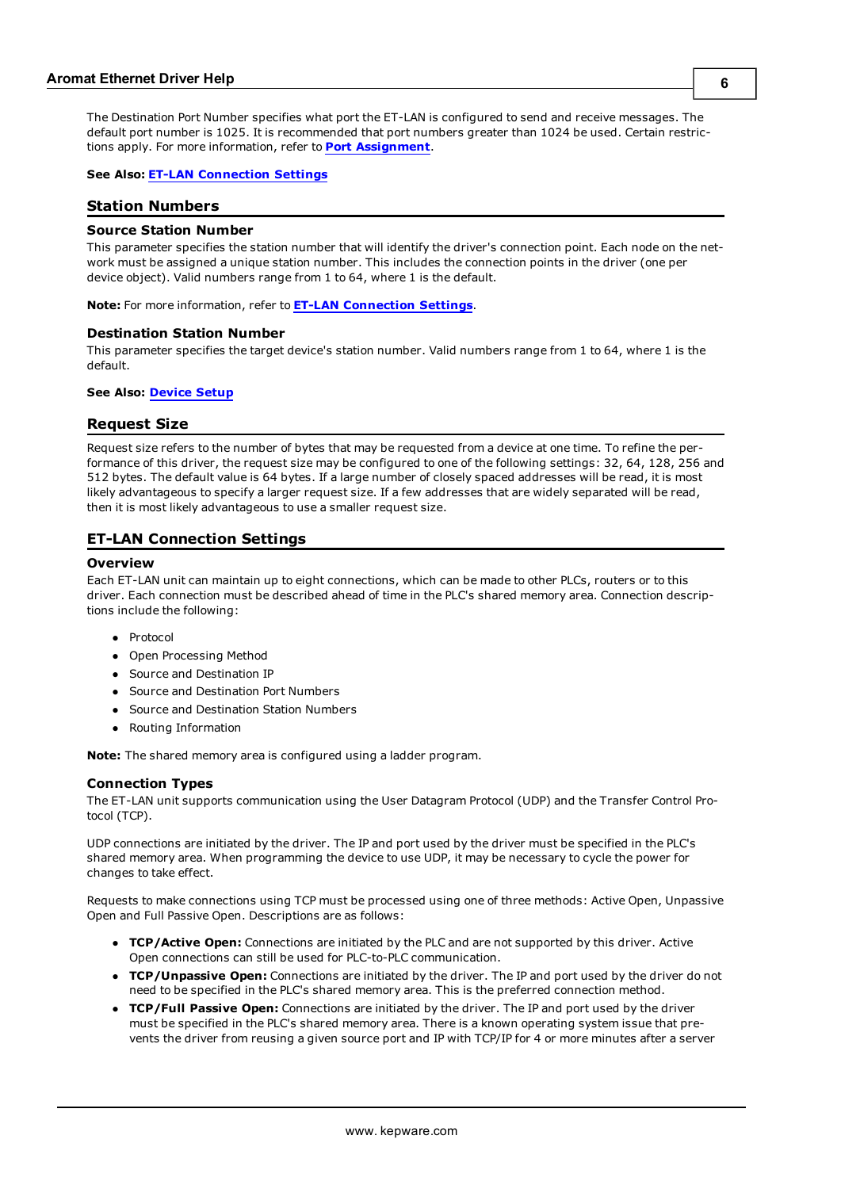The Destination Port Number specifies what port the ET-LAN is configured to send and receive messages. The default port number is 1025. It is recommended that port numbers greater than 1024 be used. Certain restrictions apply. For more information, refer to **Port Assignment**.

**See Also: ET-LAN Connection Settings**

## Station Numbers

### Source Station Number

This parameter specifies the station number that will identify the driver's connection point. Each node on the network must be assigned a unique station number. This includes the connection points in the driver (one per device object). Valid numbers range from 1 to 64, where 1 is the default.

**Note:** For more information, refer to **ET-LAN Connection Settings**.

### Destination Station Number

This parameter specifies the target device's station number. Valid numbers range from 1 to 64, where 1 is the default.

**See Also: Device Setup**

## Request Size

Request size refers to the number of bytes that may be requested from a device at one time. To refine the performance of this driver, the request size may be configured to one of the following settings: 32, 64, 128, 256 and 512 bytes. The default value is 64 bytes. If a large number of closely spaced addresses will be read, it is most likely advantageous to specify a larger request size. If a few addresses that are widely separated will be read, then it is most likely advantageous to use a smaller request size.

## ET-LAN Connection Settings

### Overview

Each ET-LAN unit can maintain up to eight connections, which can be made to other PLCs, routers or to this driver. Each connection must be described ahead of time in the PLC's shared memory area. Connection descriptions include the following:

- Protocol
- Open Processing Method
- Source and Destination IP
- Source and Destination Port Numbers
- Source and Destination Station Numbers
- Routing Information

**Note:** The shared memory area is configured using a ladder program.

### Connection Types

The ET-LAN unit supports communication using the User Datagram Protocol (UDP) and the Transfer Control Protocol (TCP).

UDP connections are initiated by the driver. The IP and port used by the driver must be specified in the PLC's shared memory area. When programming the device to use UDP, it may be necessary to cycle the power for changes to take effect.

Requests to make connections using TCP must be processed using one of three methods: Active Open, Unpassive Open and Full Passive Open. Descriptions are as follows:

- **TCP/Active Open:** Connections are initiated by the PLC and are not supported by this driver. Active Open connections can still be used for PLC-to-PLC communication.
- **TCP/Unpassive Open:** Connections are initiated by the driver. The IP and port used by the driver do not need to be specified in the PLC's shared memory area. This is the preferred connection method.
- **TCP/Full Passive Open:** Connections are initiated by the driver. The IP and port used by the driver must be specified in the PLC's shared memory area. There is a known operating system issue that prevents the driver from reusing a given source port and IP with TCP/IP for 4 or more minutes after a server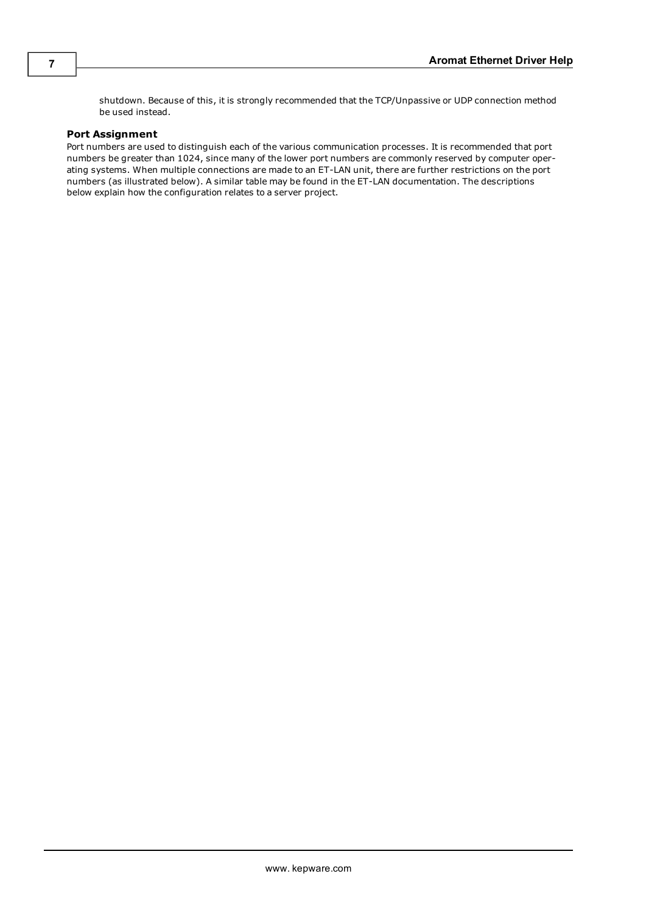shutdown. Because of this, it is strongly recommended that the TCP/Unpassive or UDP connection method be used instead.

### Port Assignment

Port numbers are used to distinguish each of the various communication processes. It is recommended that port numbers be greater than 1024, since many of the lower port numbers are commonly reserved by computer operating systems. When multiple connections are made to an ET-LAN unit, there are further restrictions on the port numbers (as illustrated below). A similar table may be found in the ET-LAN documentation. The descriptions below explain how the configuration relates to a server project.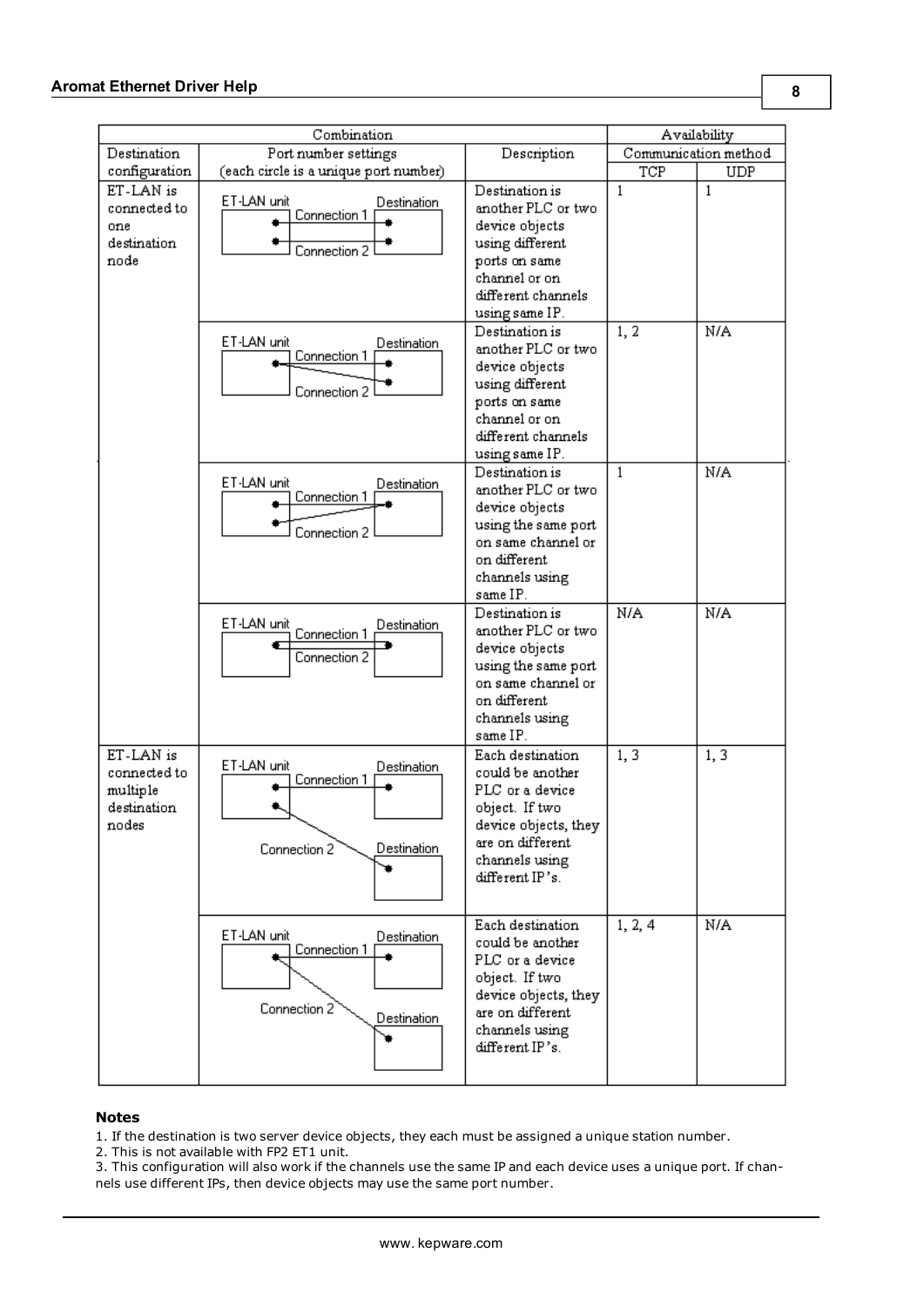| Combination | | | Availability | |
|---|---|---|---|---|
| Destination configuration | Port number settings (each circle is a unique port number) | Description | Communication method | |
| | | | TCP | UDP |
| ET-LAN is connected to one destination node | ET-LAN unit / Destination / Connection 1 / Connection 2 | Destination is another PLC or two device objects using different ports on same channel or on different channels using same IP. | 1 | 1 |
| | ET-LAN unit / Destination / Connection 1 / Connection 2 | Destination is another PLC or two device objects using different ports on same channel or on different channels using same IP. | 1, 2 | N/A |
| | ET-LAN unit / Destination / Connection 1 / Connection 2 | Destination is another PLC or two device objects using the same port on same channel or on different channels using same IP. | 1 | N/A |
| | ET-LAN unit / Destination / Connection 1 / Connection 2 | Destination is another PLC or two device objects using the same port on same channel or on different channels using same IP. | N/A | N/A |
| ET-LAN is connected to multiple destination nodes | ET-LAN unit / Destination / Connection 1 / Connection 2 / Destination | Each destination could be another PLC or a device object. If two device objects, they are on different channels using different IP's. | 1, 3 | 1, 3 |
| | ET-LAN unit / Destination / Connection 1 / Connection 2 / Destination | Each destination could be another PLC or a device object. If two device objects, they are on different channels using different IP's. | 1, 2, 4 | N/A |

**Notes**

1. If the destination is two server device objects, they each must be assigned a unique station number.
2. This is not available with FP2 ET1 unit.
3. This configuration will also work if the channels use the same IP and each device uses a unique port. If channels use different IPs, then device objects may use the same port number.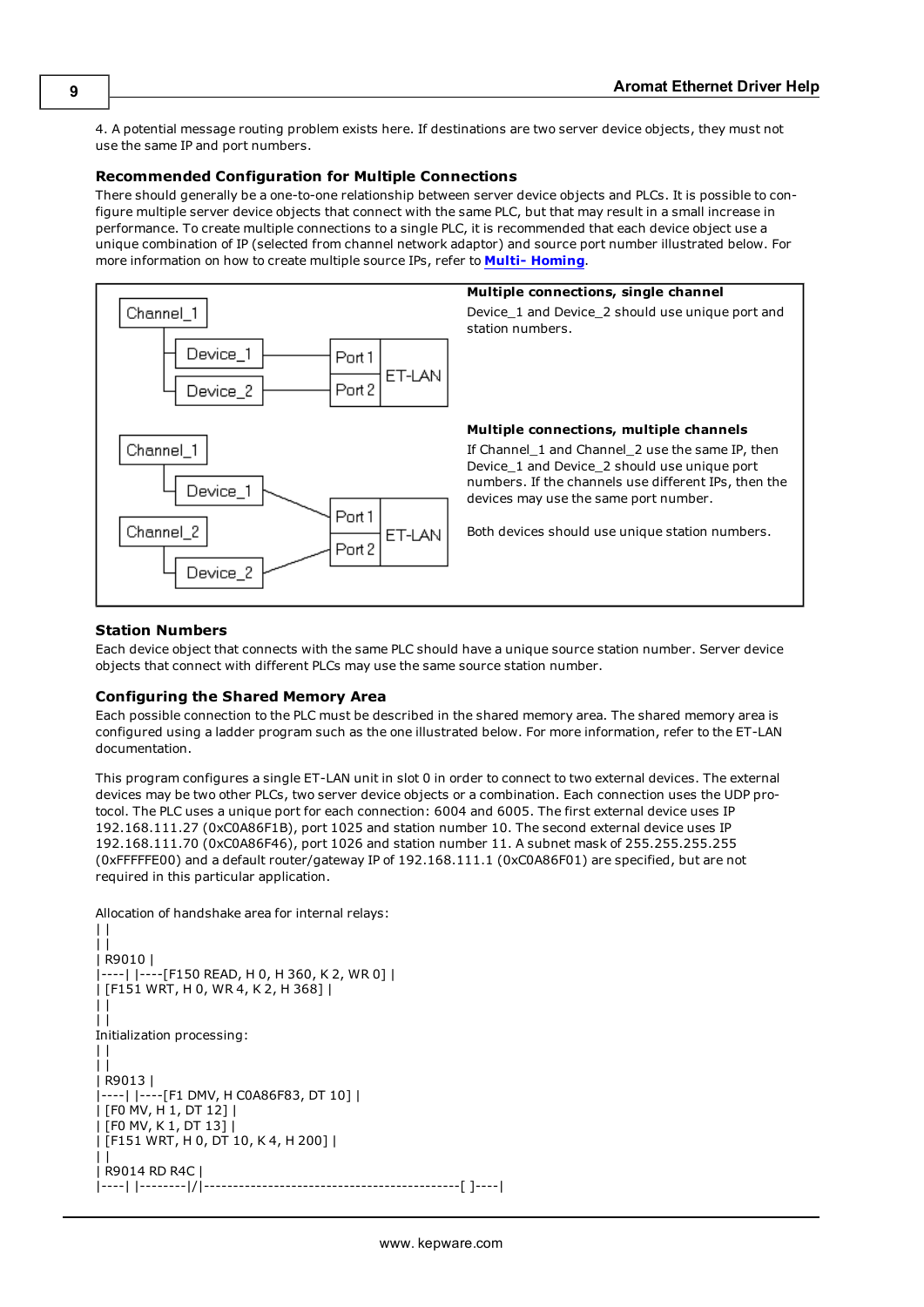4. A potential message routing problem exists here. If destinations are two server device objects, they must not use the same IP and port numbers.

### Recommended Configuration for Multiple Connections

There should generally be a one-to-one relationship between server device objects and PLCs. It is possible to configure multiple server device objects that connect with the same PLC, but that may result in a small increase in performance. To create multiple connections to a single PLC, it is recommended that each device object use a unique combination of IP (selected from channel network adaptor) and source port number illustrated below. For more information on how to create multiple source IPs, refer to **Multi- Homing**.

**Multiple connections, single channel**

Device_1 and Device_2 should use unique port and station numbers.

**Multiple connections, multiple channels**

If Channel_1 and Channel_2 use the same IP, then Device_1 and Device_2 should use unique port numbers. If the channels use different IPs, then the devices may use the same port number.

Both devices should use unique station numbers.

### Station Numbers

Each device object that connects with the same PLC should have a unique source station number. Server device objects that connect with different PLCs may use the same source station number.

### Configuring the Shared Memory Area

Each possible connection to the PLC must be described in the shared memory area. The shared memory area is configured using a ladder program such as the one illustrated below. For more information, refer to the ET-LAN documentation.

This program configures a single ET-LAN unit in slot 0 in order to connect to two external devices. The external devices may be two other PLCs, two server device objects or a combination. Each connection uses the UDP protocol. The PLC uses a unique port for each connection: 6004 and 6005. The first external device uses IP 192.168.111.27 (0xC0A86F1B), port 1025 and station number 10. The second external device uses IP 192.168.111.70 (0xC0A86F46), port 1026 and station number 11. A subnet mask of 255.255.255.255 (0xFFFFFE00) and a default router/gateway IP of 192.168.111.1 (0xC0A86F01) are specified, but are not required in this particular application.

Allocation of handshake area for internal relays:

```
| |
| |
| R9010 |
|----| |----[F150 READ, H 0, H 360, K 2, WR 0] |
| [F151 WRT, H 0, WR 4, K 2, H 368] |
| |
| |
```

Initialization processing:

```
| |
| |
| R9013 |
|----| |----[F1 DMV, H C0A86F83, DT 10] |
| [F0 MV, H 1, DT 12] |
| [F0 MV, K 1, DT 13] |
| [F151 WRT, H 0, DT 10, K 4, H 200] |
| |
| R9014 RD R4C |
|----| |--------|/|--------------------------------------------[ ]----|
```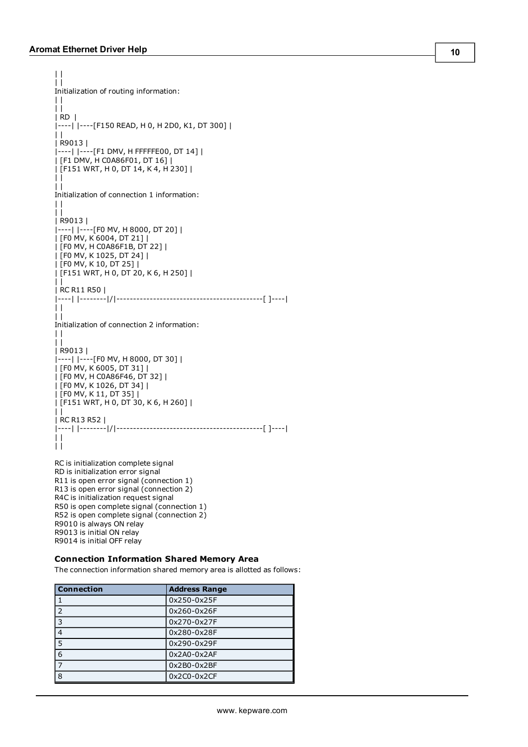```
| |
| |
Initialization of routing information:
| |
| |
| RD  |
|----| |----[F150 READ, H 0, H 2D0, K1, DT 300] |
| |
| R9013 |
|----| |----[F1 DMV, H FFFFFE00, DT 14] |
| [F1 DMV, H C0A86F01, DT 16] |
| [F151 WRT, H 0, DT 14, K 4, H 230] |
| |
| |
Initialization of connection 1 information:
| |
| |
| R9013 |
|----| |----[F0 MV, H 8000, DT 20] |
| [F0 MV, K 6004, DT 21] |
| [F0 MV, H C0A86F1B, DT 22] |
| [F0 MV, K 1025, DT 24] |
| [F0 MV, K 10, DT 25] |
| [F151 WRT, H 0, DT 20, K 6, H 250] |
| |
| RC R11 R50 |
|----| |--------|/|--------------------------------------------[ ]----|
| |
| |
Initialization of connection 2 information:
| |
| |
| R9013 |
|----| |----[F0 MV, H 8000, DT 30] |
| [F0 MV, K 6005, DT 31] |
| [F0 MV, H C0A86F46, DT 32] |
| [F0 MV, K 1026, DT 34] |
| [F0 MV, K 11, DT 35] |
| [F151 WRT, H 0, DT 30, K 6, H 260] |
| |
| RC R13 R52 |
|----| |--------|/|--------------------------------------------[ ]----|
| |
| |
```

RC is initialization complete signal
RD is initialization error signal
R11 is open error signal (connection 1)
R13 is open error signal (connection 2)
R4C is initialization request signal
R50 is open complete signal (connection 1)
R52 is open complete signal (connection 2)
R9010 is always ON relay
R9013 is initial ON relay
R9014 is initial OFF relay

### Connection Information Shared Memory Area

The connection information shared memory area is allotted as follows:

| Connection | Address Range |
|---|---|
| 1 | 0x250-0x25F |
| 2 | 0x260-0x26F |
| 3 | 0x270-0x27F |
| 4 | 0x280-0x28F |
| 5 | 0x290-0x29F |
| 6 | 0x2A0-0x2AF |
| 7 | 0x2B0-0x2BF |
| 8 | 0x2C0-0x2CF |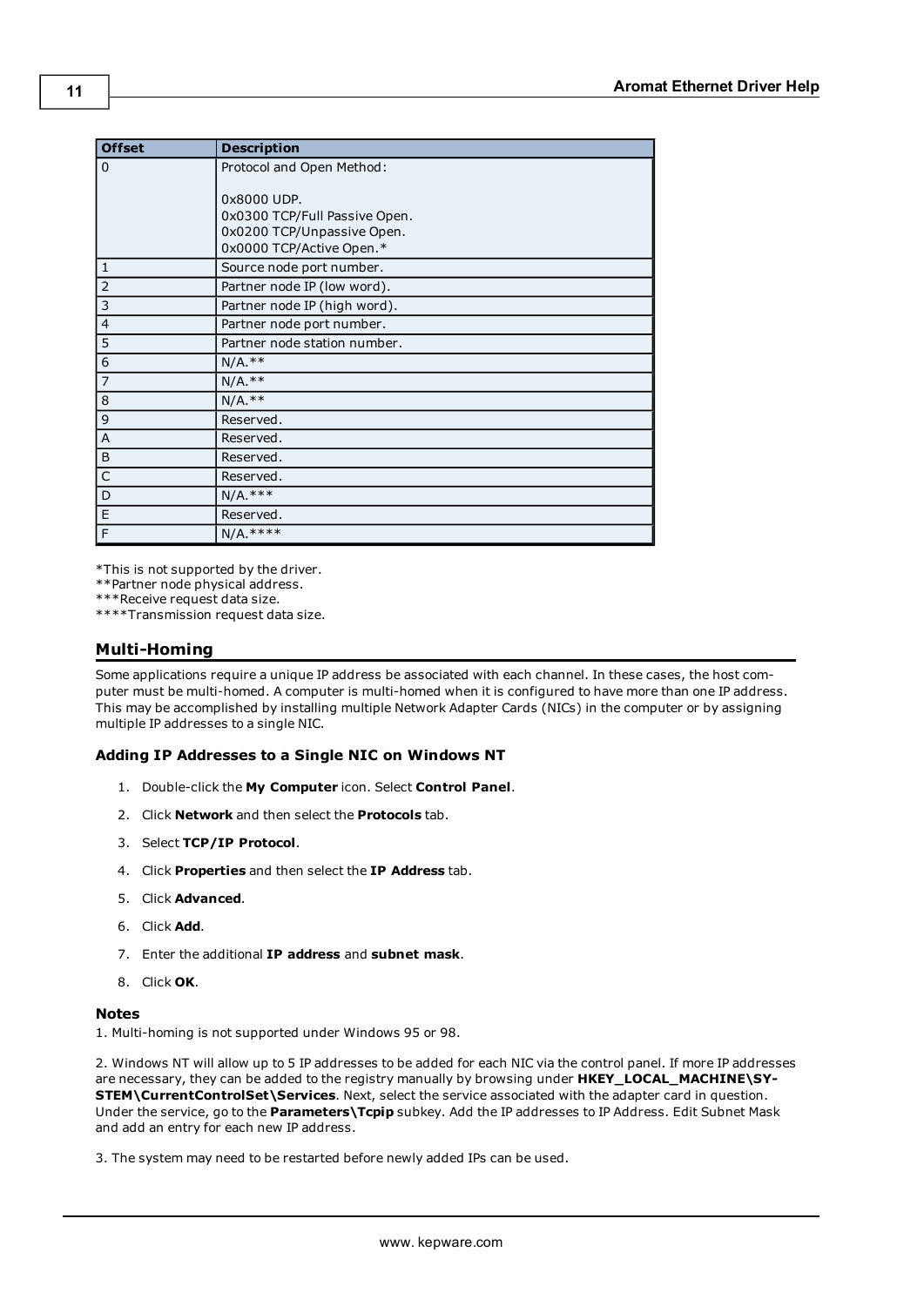| Offset | Description |
| --- | --- |
| 0 | Protocol and Open Method:<br><br>0x8000 UDP.<br>0x0300 TCP/Full Passive Open.<br>0x0200 TCP/Unpassive Open.<br>0x0000 TCP/Active Open.* |
| 1 | Source node port number. |
| 2 | Partner node IP (low word). |
| 3 | Partner node IP (high word). |
| 4 | Partner node port number. |
| 5 | Partner node station number. |
| 6 | N/A.** |
| 7 | N/A.** |
| 8 | N/A.** |
| 9 | Reserved. |
| A | Reserved. |
| B | Reserved. |
| C | Reserved. |
| D | N/A.*** |
| E | Reserved. |
| F | N/A.**** |

*This is not supported by the driver.
**Partner node physical address.
***Receive request data size.
****Transmission request data size.

## Multi-Homing

Some applications require a unique IP address be associated with each channel. In these cases, the host computer must be multi-homed. A computer is multi-homed when it is configured to have more than one IP address. This may be accomplished by installing multiple Network Adapter Cards (NICs) in the computer or by assigning multiple IP addresses to a single NIC.

### Adding IP Addresses to a Single NIC on Windows NT

1. Double-click the **My Computer** icon. Select **Control Panel**.
2. Click **Network** and then select the **Protocols** tab.
3. Select **TCP/IP Protocol**.
4. Click **Properties** and then select the **IP Address** tab.
5. Click **Advanced**.
6. Click **Add**.
7. Enter the additional **IP address** and **subnet mask**.
8. Click **OK**.

#### Notes

1. Multi-homing is not supported under Windows 95 or 98.

2. Windows NT will allow up to 5 IP addresses to be added for each NIC via the control panel. If more IP addresses are necessary, they can be added to the registry manually by browsing under **HKEY_LOCAL_MACHINE\SYSTEM\CurrentControlSet\Services**. Next, select the service associated with the adapter card in question. Under the service, go to the **Parameters\Tcpip** subkey. Add the IP addresses to IP Address. Edit Subnet Mask and add an entry for each new IP address.

3. The system may need to be restarted before newly added IPs can be used.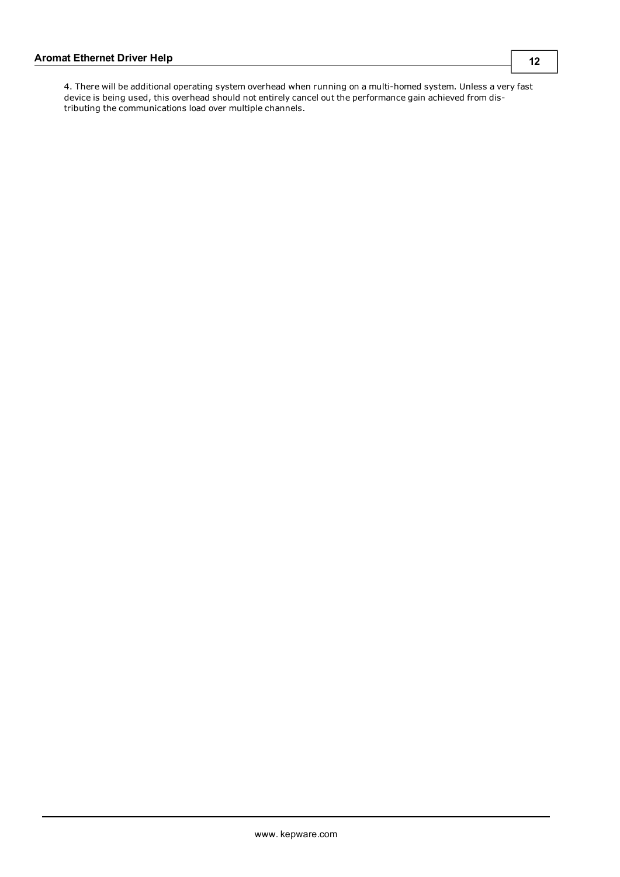4. There will be additional operating system overhead when running on a multi-homed system. Unless a very fast device is being used, this overhead should not entirely cancel out the performance gain achieved from distributing the communications load over multiple channels.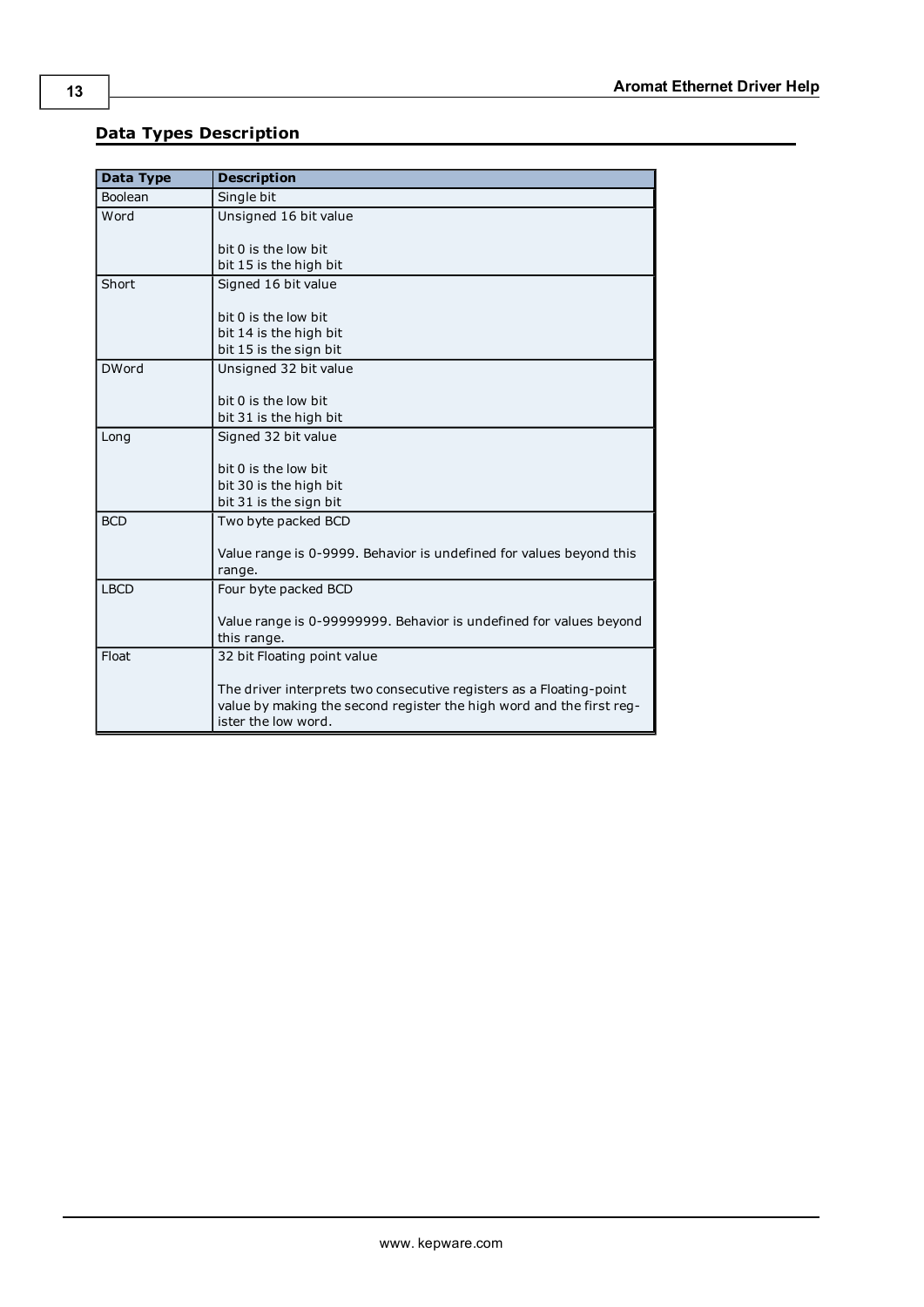## Data Types Description

| Data Type | Description |
| --- | --- |
| Boolean | Single bit |
| Word | Unsigned 16 bit value<br><br>bit 0 is the low bit<br>bit 15 is the high bit |
| Short | Signed 16 bit value<br><br>bit 0 is the low bit<br>bit 14 is the high bit<br>bit 15 is the sign bit |
| DWord | Unsigned 32 bit value<br><br>bit 0 is the low bit<br>bit 31 is the high bit |
| Long | Signed 32 bit value<br><br>bit 0 is the low bit<br>bit 30 is the high bit<br>bit 31 is the sign bit |
| BCD | Two byte packed BCD<br><br>Value range is 0-9999. Behavior is undefined for values beyond this range. |
| LBCD | Four byte packed BCD<br><br>Value range is 0-99999999. Behavior is undefined for values beyond this range. |
| Float | 32 bit Floating point value<br><br>The driver interprets two consecutive registers as a Floating-point value by making the second register the high word and the first register the low word. |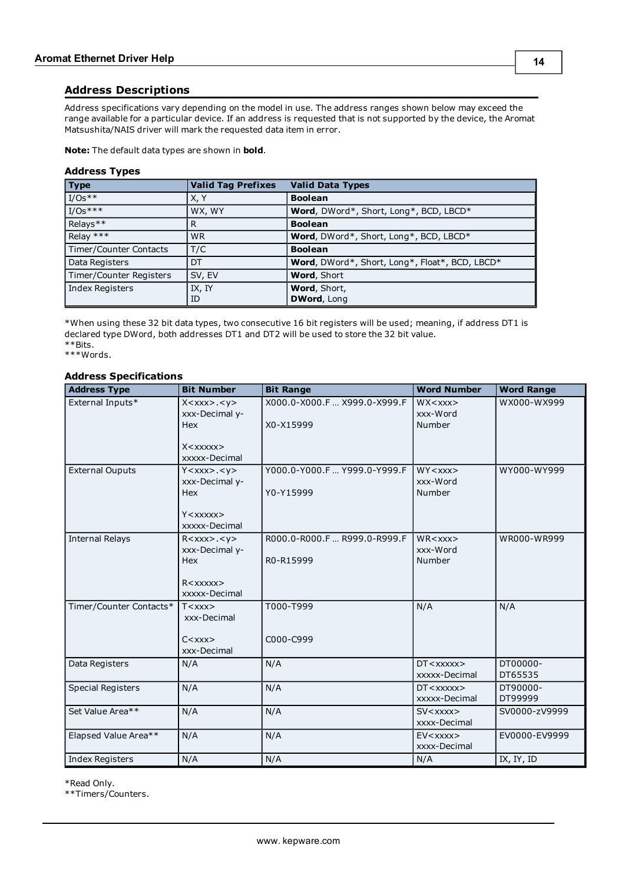## Address Descriptions

Address specifications vary depending on the model in use. The address ranges shown below may exceed the range available for a particular device. If an address is requested that is not supported by the device, the Aromat Matsushita/NAIS driver will mark the requested data item in error.

**Note:** The default data types are shown in **bold**.

### Address Types

| Type | Valid Tag Prefixes | Valid Data Types |
|---|---|---|
| I/Os** | X, Y | **Boolean** |
| I/Os*** | WX, WY | **Word**, DWord*, Short, Long*, BCD, LBCD* |
| Relays** | R | **Boolean** |
| Relay *** | WR | **Word**, DWord*, Short, Long*, BCD, LBCD* |
| Timer/Counter Contacts | T/C | **Boolean** |
| Data Registers | DT | **Word**, DWord*, Short, Long*, Float*, BCD, LBCD* |
| Timer/Counter Registers | SV, EV | **Word**, Short |
| Index Registers | IX, IY<br>ID | **Word**, Short,<br>**DWord**, Long |

*When using these 32 bit data types, two consecutive 16 bit registers will be used; meaning, if address DT1 is declared type DWord, both addresses DT1 and DT2 will be used to store the 32 bit value.
**Bits.
***Words.

### Address Specifications

| Address Type | Bit Number | Bit Range | Word Number | Word Range |
|---|---|---|---|---|
| External Inputs* | X<xxx>.<y><br>xxx-Decimal y-Hex<br><br>X<xxxxx><br>xxxxx-Decimal | X000.0-X000.F … X999.0-X999.F<br><br>X0-X15999 | WX<xxx><br>xxx-Word Number | WX000-WX999 |
| External Ouputs | Y<xxx>.<y><br>xxx-Decimal y-Hex<br><br>Y<xxxxx><br>xxxxx-Decimal | Y000.0-Y000.F … Y999.0-Y999.F<br><br>Y0-Y15999 | WY<xxx><br>xxx-Word Number | WY000-WY999 |
| Internal Relays | R<xxx>.<y><br>xxx-Decimal y-Hex<br><br>R<xxxxx><br>xxxxx-Decimal | R000.0-R000.F … R999.0-R999.F<br><br>R0-R15999 | WR<xxx><br>xxx-Word Number | WR000-WR999 |
| Timer/Counter Contacts* | T<xxx><br>xxx-Decimal<br><br>C<xxx><br>xxx-Decimal | T000-T999<br><br><br>C000-C999 | N/A | N/A |
| Data Registers | N/A | N/A | DT<xxxxx><br>xxxxx-Decimal | DT00000-DT65535 |
| Special Registers | N/A | N/A | DT<xxxxx><br>xxxxx-Decimal | DT90000-DT99999 |
| Set Value Area** | N/A | N/A | SV<xxxx><br>xxxx-Decimal | SV0000-zV9999 |
| Elapsed Value Area** | N/A | N/A | EV<xxxx><br>xxxx-Decimal | EV0000-EV9999 |
| Index Registers | N/A | N/A | N/A | IX, IY, ID |

*Read Only.
**Timers/Counters.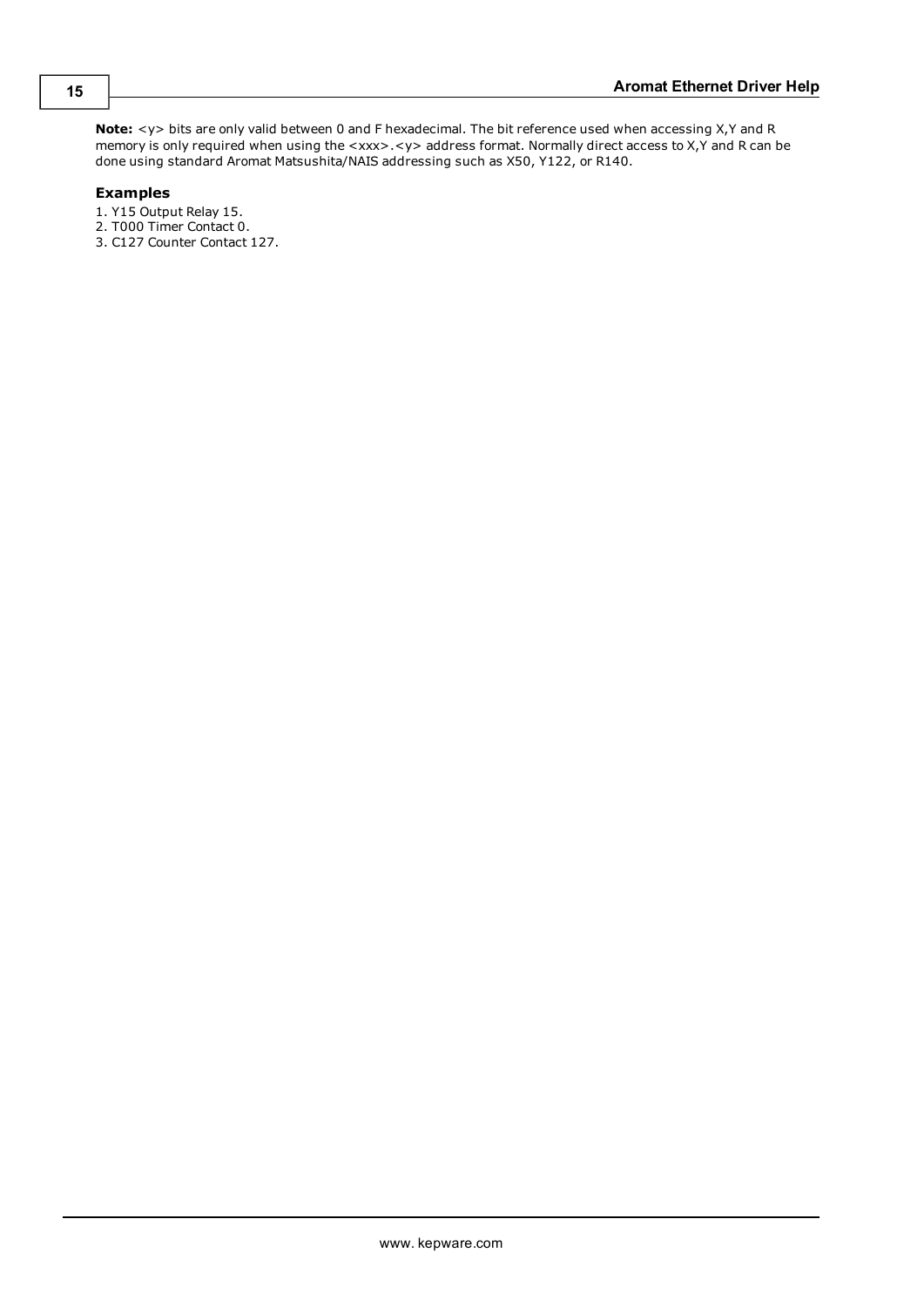**Note:** <y> bits are only valid between 0 and F hexadecimal. The bit reference used when accessing X,Y and R memory is only required when using the <xxx>.<y> address format. Normally direct access to X,Y and R can be done using standard Aromat Matsushita/NAIS addressing such as X50, Y122, or R140.

### Examples

1. Y15 Output Relay 15.
2. T000 Timer Contact 0.
3. C127 Counter Contact 127.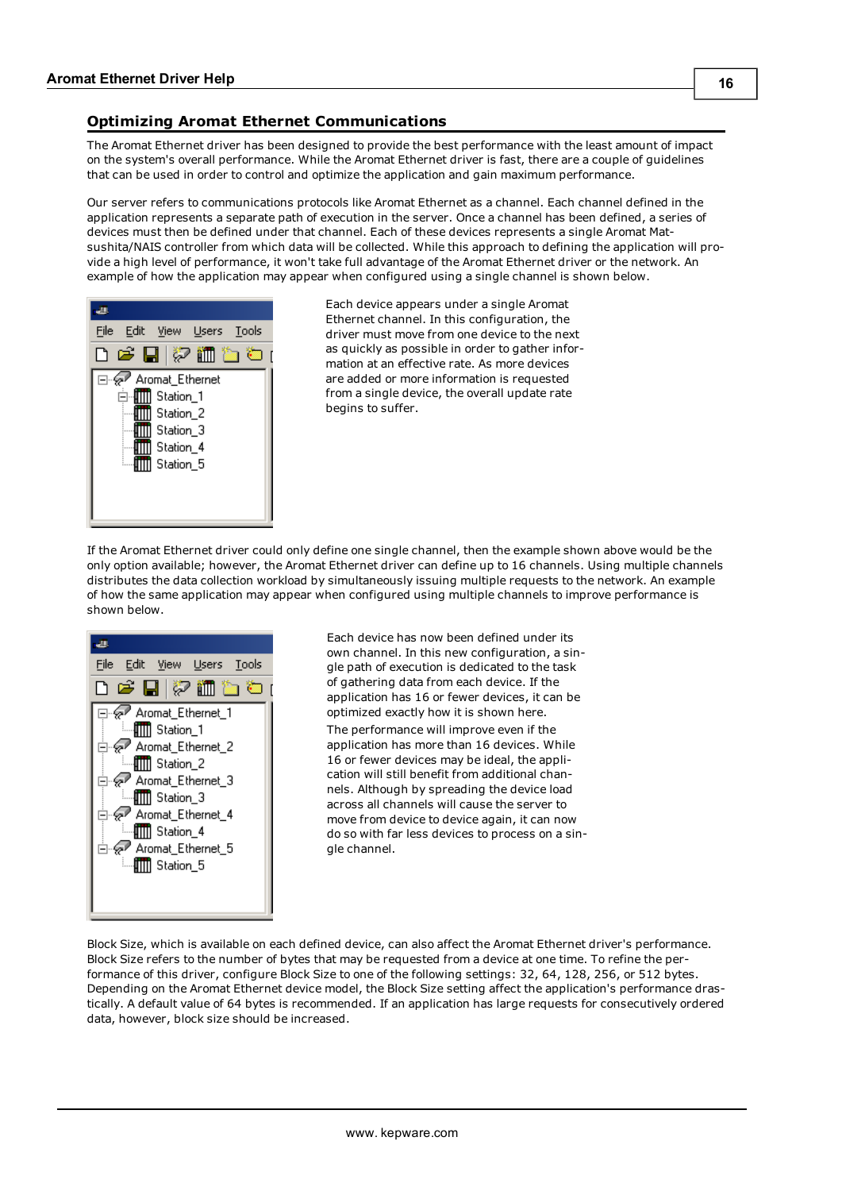## Optimizing Aromat Ethernet Communications

The Aromat Ethernet driver has been designed to provide the best performance with the least amount of impact on the system's overall performance. While the Aromat Ethernet driver is fast, there are a couple of guidelines that can be used in order to control and optimize the application and gain maximum performance.

Our server refers to communications protocols like Aromat Ethernet as a channel. Each channel defined in the application represents a separate path of execution in the server. Once a channel has been defined, a series of devices must then be defined under that channel. Each of these devices represents a single Aromat Matsushita/NAIS controller from which data will be collected. While this approach to defining the application will provide a high level of performance, it won't take full advantage of the Aromat Ethernet driver or the network. An example of how the application may appear when configured using a single channel is shown below.

Each device appears under a single Aromat Ethernet channel. In this configuration, the driver must move from one device to the next as quickly as possible in order to gather information at an effective rate. As more devices are added or more information is requested from a single device, the overall update rate begins to suffer.

If the Aromat Ethernet driver could only define one single channel, then the example shown above would be the only option available; however, the Aromat Ethernet driver can define up to 16 channels. Using multiple channels distributes the data collection workload by simultaneously issuing multiple requests to the network. An example of how the same application may appear when configured using multiple channels to improve performance is shown below.

Each device has now been defined under its own channel. In this new configuration, a single path of execution is dedicated to the task of gathering data from each device. If the application has 16 or fewer devices, it can be optimized exactly how it is shown here.

The performance will improve even if the application has more than 16 devices. While 16 or fewer devices may be ideal, the application will still benefit from additional channels. Although by spreading the device load across all channels will cause the server to move from device to device again, it can now do so with far less devices to process on a single channel.

Block Size, which is available on each defined device, can also affect the Aromat Ethernet driver's performance. Block Size refers to the number of bytes that may be requested from a device at one time. To refine the performance of this driver, configure Block Size to one of the following settings: 32, 64, 128, 256, or 512 bytes. Depending on the Aromat Ethernet device model, the Block Size setting affect the application's performance drastically. A default value of 64 bytes is recommended. If an application has large requests for consecutively ordered data, however, block size should be increased.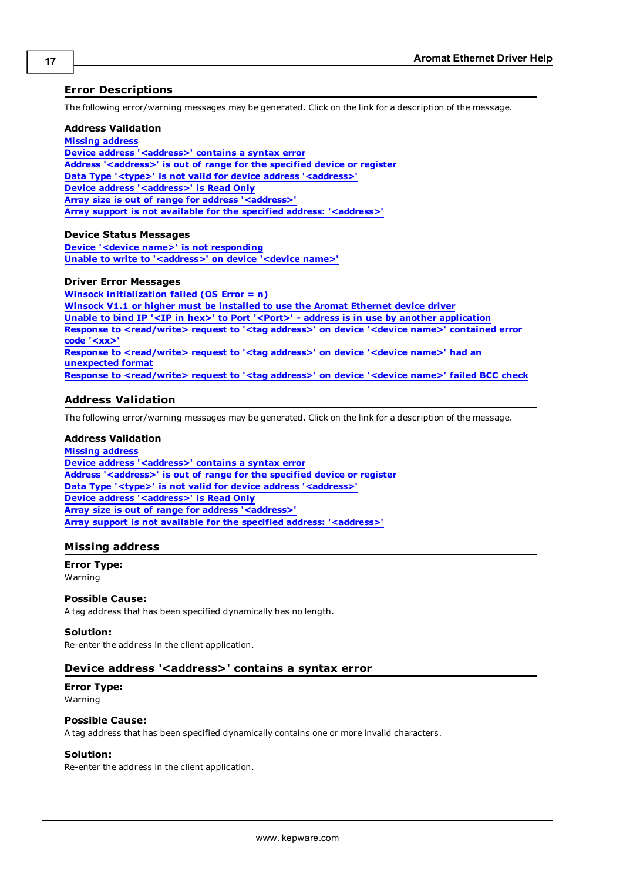## Error Descriptions

The following error/warning messages may be generated. Click on the link for a description of the message.

### Address Validation

Missing address
Device address '<address>' contains a syntax error
Address '<address>' is out of range for the specified device or register
Data Type '<type>' is not valid for device address '<address>'
Device address '<address>' is Read Only
Array size is out of range for address '<address>'
Array support is not available for the specified address: '<address>'

### Device Status Messages

Device '<device name>' is not responding
Unable to write to '<address>' on device '<device name>'

### Driver Error Messages

Winsock initialization failed (OS Error = n)
Winsock V1.1 or higher must be installed to use the Aromat Ethernet device driver
Unable to bind IP '<IP in hex>' to Port '<Port>' - address is in use by another application
Response to <read/write> request to '<tag address>' on device '<device name>' contained error code '<xx>'
Response to <read/write> request to '<tag address>' on device '<device name>' had an unexpected format
Response to <read/write> request to '<tag address>' on device '<device name>' failed BCC check

## Address Validation

The following error/warning messages may be generated. Click on the link for a description of the message.

### Address Validation

Missing address
Device address '<address>' contains a syntax error
Address '<address>' is out of range for the specified device or register
Data Type '<type>' is not valid for device address '<address>'
Device address '<address>' is Read Only
Array size is out of range for address '<address>'
Array support is not available for the specified address: '<address>'

## Missing address

**Error Type:**
Warning

**Possible Cause:**
A tag address that has been specified dynamically has no length.

**Solution:**
Re-enter the address in the client application.

## Device address '<address>' contains a syntax error

**Error Type:**
Warning

**Possible Cause:**
A tag address that has been specified dynamically contains one or more invalid characters.

**Solution:**
Re-enter the address in the client application.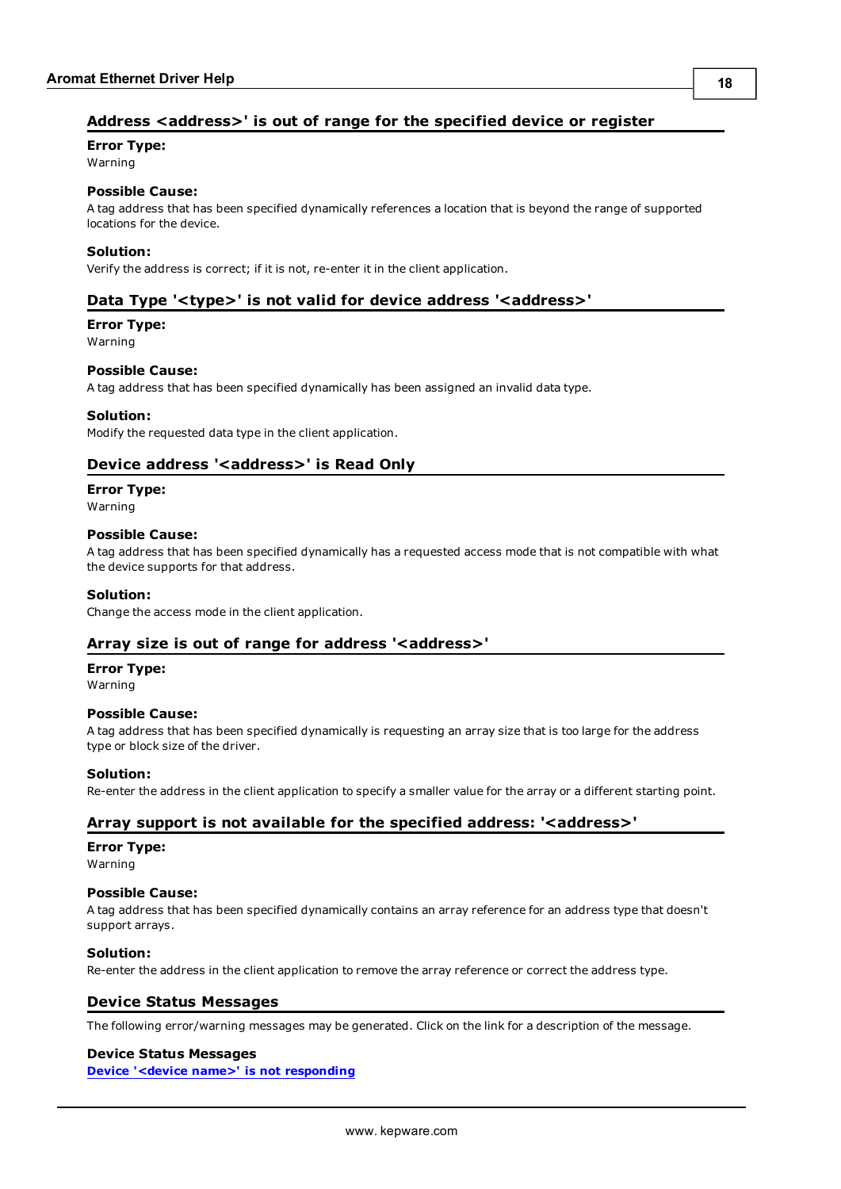## Address <address>' is out of range for the specified device or register

**Error Type:**
Warning

**Possible Cause:**
A tag address that has been specified dynamically references a location that is beyond the range of supported locations for the device.

**Solution:**
Verify the address is correct; if it is not, re-enter it in the client application.

## Data Type '<type>' is not valid for device address '<address>'

**Error Type:**
Warning

**Possible Cause:**
A tag address that has been specified dynamically has been assigned an invalid data type.

**Solution:**
Modify the requested data type in the client application.

## Device address '<address>' is Read Only

**Error Type:**
Warning

**Possible Cause:**
A tag address that has been specified dynamically has a requested access mode that is not compatible with what the device supports for that address.

**Solution:**
Change the access mode in the client application.

## Array size is out of range for address '<address>'

**Error Type:**
Warning

**Possible Cause:**
A tag address that has been specified dynamically is requesting an array size that is too large for the address type or block size of the driver.

**Solution:**
Re-enter the address in the client application to specify a smaller value for the array or a different starting point.

## Array support is not available for the specified address: '<address>'

**Error Type:**
Warning

**Possible Cause:**
A tag address that has been specified dynamically contains an array reference for an address type that doesn't support arrays.

**Solution:**
Re-enter the address in the client application to remove the array reference or correct the address type.

## Device Status Messages

The following error/warning messages may be generated. Click on the link for a description of the message.

**Device Status Messages**
**Device '<device name>' is not responding**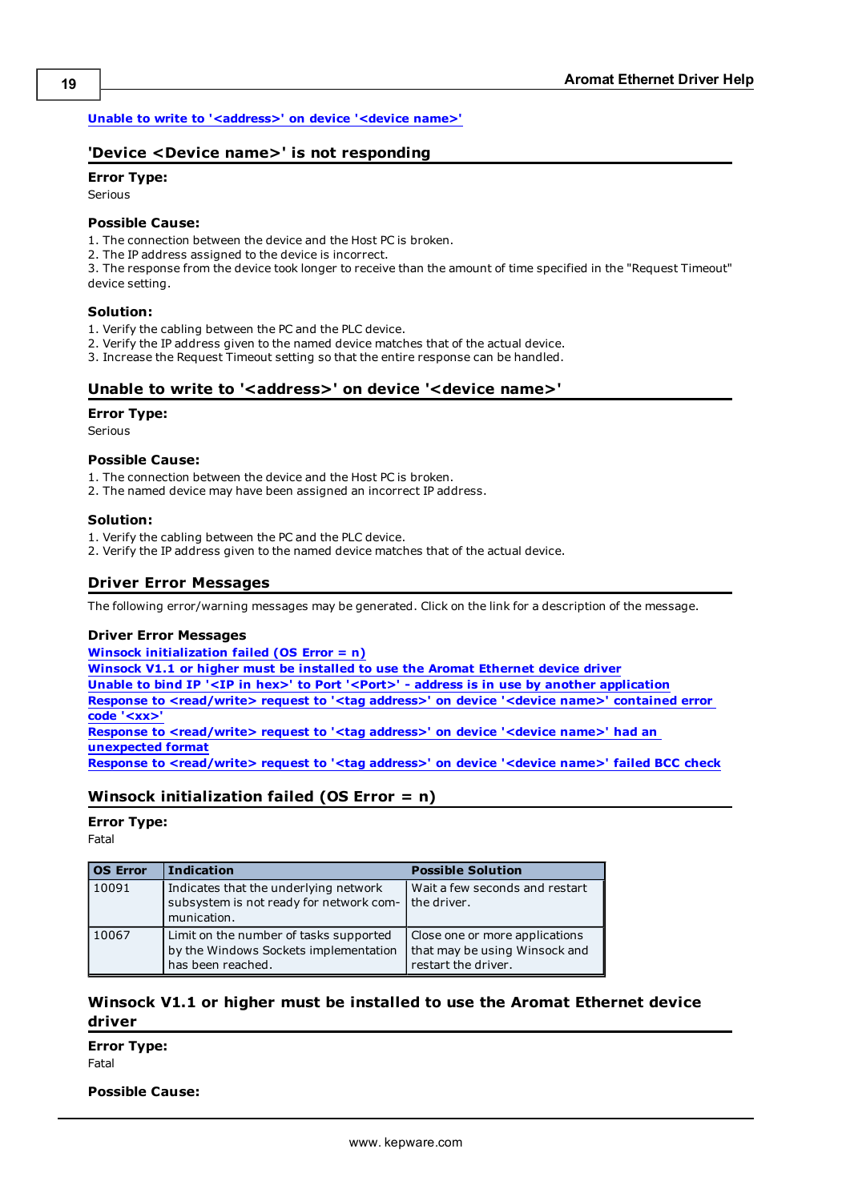Unable to write to '<address>' on device '<device name>'

## 'Device <Device name>' is not responding

**Error Type:**
Serious

**Possible Cause:**
1. The connection between the device and the Host PC is broken.
2. The IP address assigned to the device is incorrect.
3. The response from the device took longer to receive than the amount of time specified in the "Request Timeout" device setting.

**Solution:**
1. Verify the cabling between the PC and the PLC device.
2. Verify the IP address given to the named device matches that of the actual device.
3. Increase the Request Timeout setting so that the entire response can be handled.

## Unable to write to '<address>' on device '<device name>'

**Error Type:**
Serious

**Possible Cause:**
1. The connection between the device and the Host PC is broken.
2. The named device may have been assigned an incorrect IP address.

**Solution:**
1. Verify the cabling between the PC and the PLC device.
2. Verify the IP address given to the named device matches that of the actual device.

## Driver Error Messages

The following error/warning messages may be generated. Click on the link for a description of the message.

**Driver Error Messages**
Winsock initialization failed (OS Error = n)
Winsock V1.1 or higher must be installed to use the Aromat Ethernet device driver
Unable to bind IP '<IP in hex>' to Port '<Port>' - address is in use by another application
Response to <read/write> request to '<tag address>' on device '<device name>' contained error code '<xx>'
Response to <read/write> request to '<tag address>' on device '<device name>' had an unexpected format
Response to <read/write> request to '<tag address>' on device '<device name>' failed BCC check

## Winsock initialization failed (OS Error = n)

**Error Type:**
Fatal

| OS Error | Indication | Possible Solution |
| --- | --- | --- |
| 10091 | Indicates that the underlying network subsystem is not ready for network communication. | Wait a few seconds and restart the driver. |
| 10067 | Limit on the number of tasks supported by the Windows Sockets implementation has been reached. | Close one or more applications that may be using Winsock and restart the driver. |

## Winsock V1.1 or higher must be installed to use the Aromat Ethernet device driver

**Error Type:**
Fatal

**Possible Cause:**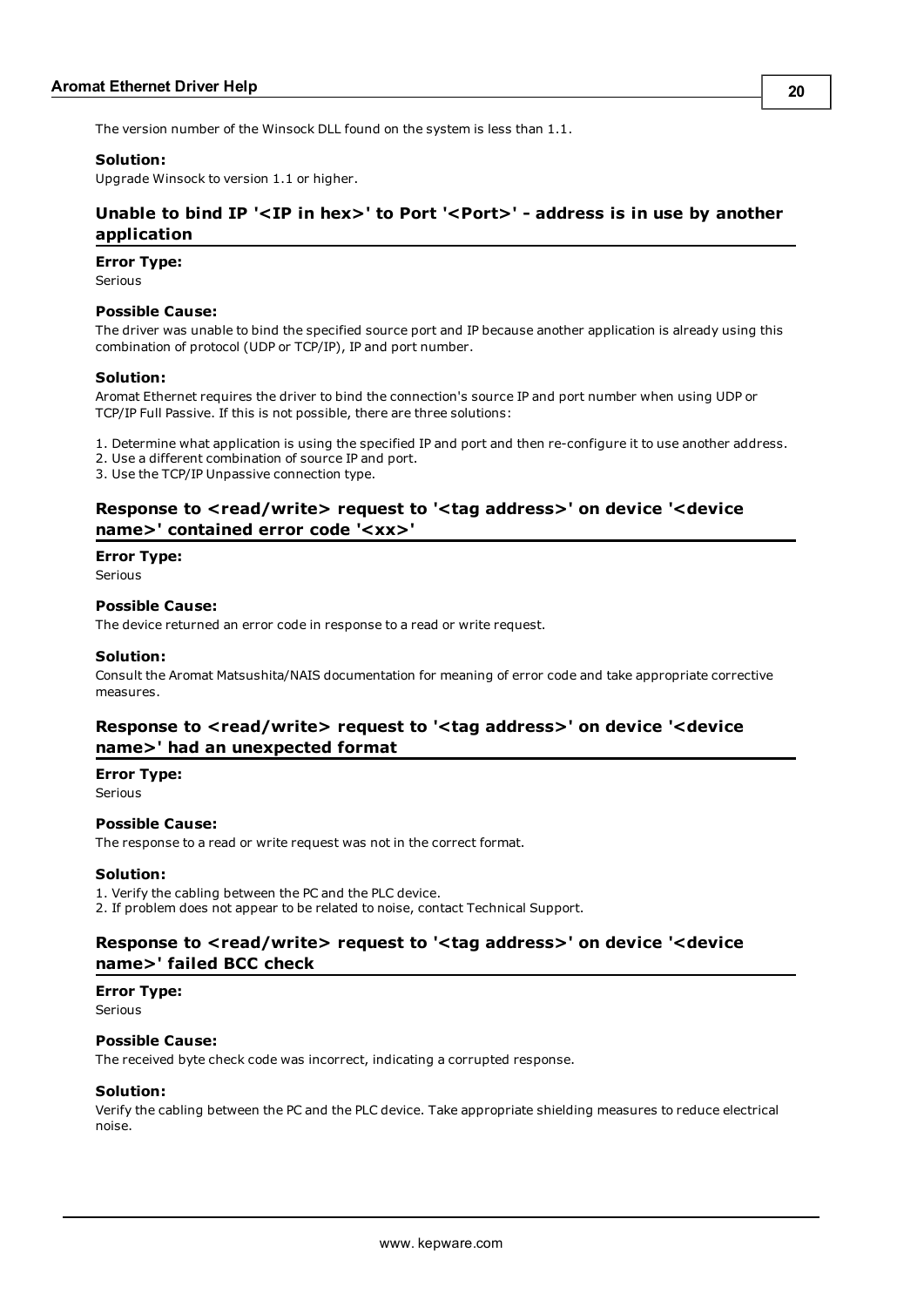The version number of the Winsock DLL found on the system is less than 1.1.

**Solution:**
Upgrade Winsock to version 1.1 or higher.

## Unable to bind IP '<IP in hex>' to Port '<Port>' - address is in use by another application

**Error Type:**
Serious

**Possible Cause:**
The driver was unable to bind the specified source port and IP because another application is already using this combination of protocol (UDP or TCP/IP), IP and port number.

**Solution:**
Aromat Ethernet requires the driver to bind the connection's source IP and port number when using UDP or TCP/IP Full Passive. If this is not possible, there are three solutions:

1. Determine what application is using the specified IP and port and then re-configure it to use another address.
2. Use a different combination of source IP and port.
3. Use the TCP/IP Unpassive connection type.

## Response to <read/write> request to '<tag address>' on device '<device name>' contained error code '<xx>'

**Error Type:**
Serious

**Possible Cause:**
The device returned an error code in response to a read or write request.

**Solution:**
Consult the Aromat Matsushita/NAIS documentation for meaning of error code and take appropriate corrective measures.

## Response to <read/write> request to '<tag address>' on device '<device name>' had an unexpected format

**Error Type:**
Serious

**Possible Cause:**
The response to a read or write request was not in the correct format.

**Solution:**
1. Verify the cabling between the PC and the PLC device.
2. If problem does not appear to be related to noise, contact Technical Support.

## Response to <read/write> request to '<tag address>' on device '<device name>' failed BCC check

**Error Type:**
Serious

**Possible Cause:**
The received byte check code was incorrect, indicating a corrupted response.

**Solution:**
Verify the cabling between the PC and the PLC device. Take appropriate shielding measures to reduce electrical noise.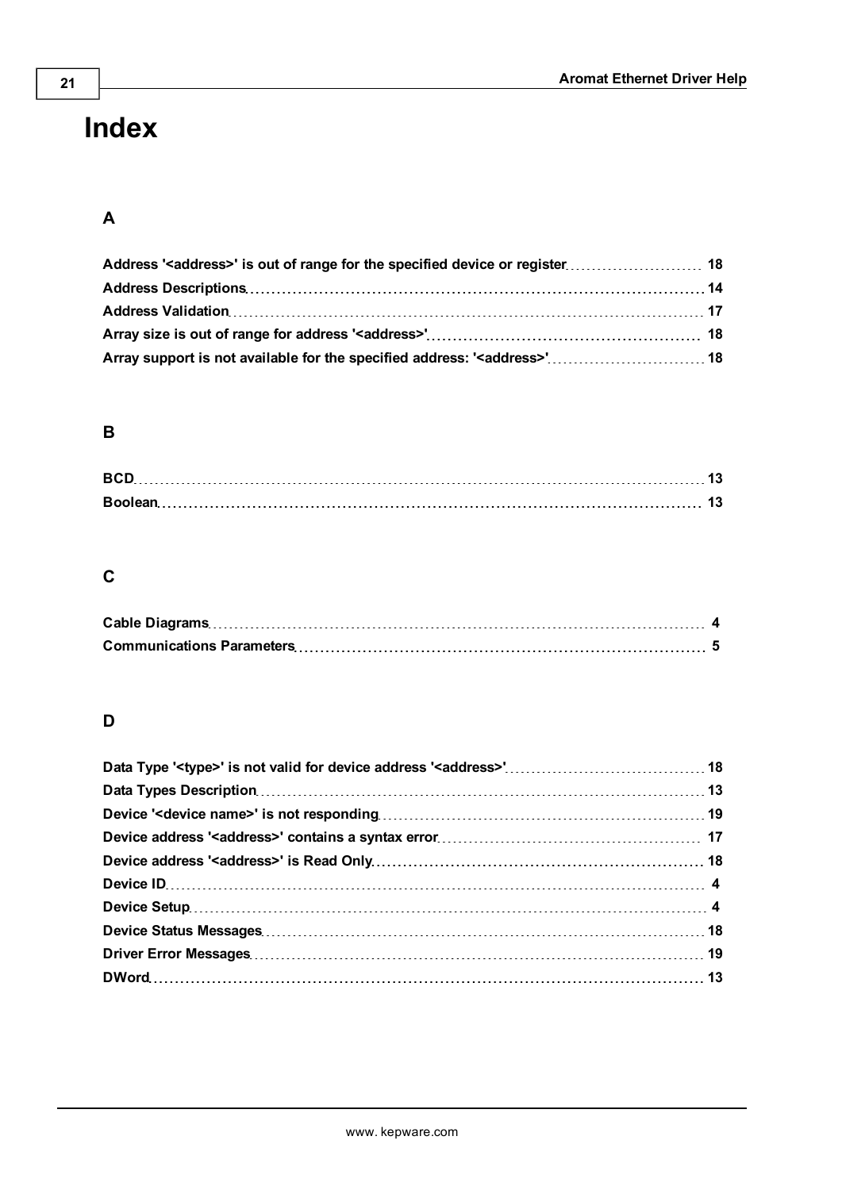# Index

## A

**Address '<address>' is out of range for the specified device or register** 18
**Address Descriptions** 14
**Address Validation** 17
**Array size is out of range for address '<address>'** 18
**Array support is not available for the specified address: '<address>'** 18

## B

**BCD** 13
**Boolean** 13

## C

**Cable Diagrams** 4
**Communications Parameters** 5

## D

**Data Type '<type>' is not valid for device address '<address>'** 18
**Data Types Description** 13
**Device '<device name>' is not responding** 19
**Device address '<address>' contains a syntax error** 17
**Device address '<address>' is Read Only** 18
**Device ID** 4
**Device Setup** 4
**Device Status Messages** 18
**Driver Error Messages** 19
**DWord** 13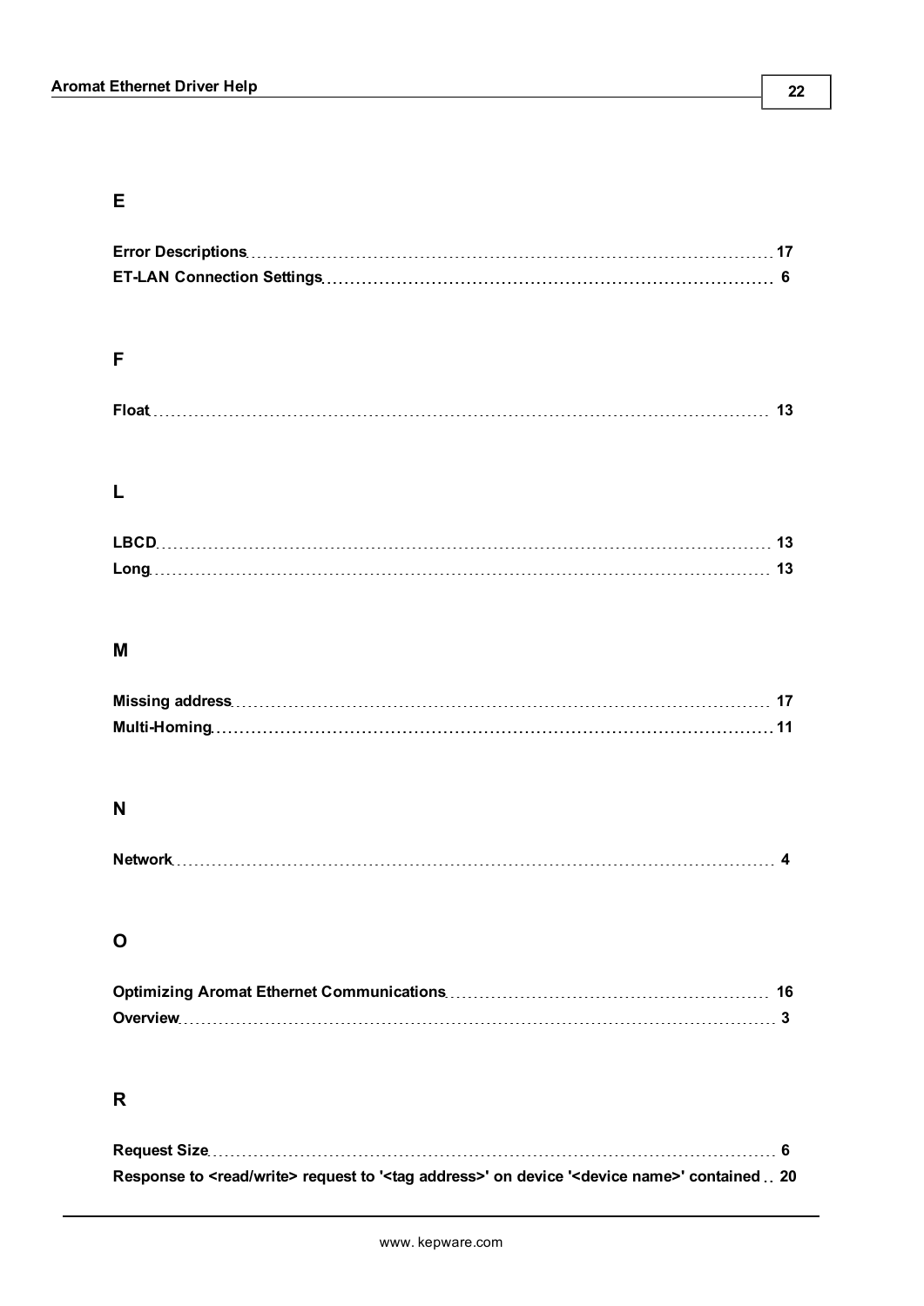## E

**Error Descriptions** 17
**ET-LAN Connection Settings** 6

## F

**Float** 13

## L

**LBCD** 13
**Long** 13

## M

**Missing address** 17
**Multi-Homing** 11

## N

**Network** 4

## O

**Optimizing Aromat Ethernet Communications** 16
**Overview** 3

## R

**Request Size** 6
**Response to <read/write> request to '<tag address>' on device '<device name>' contained** 20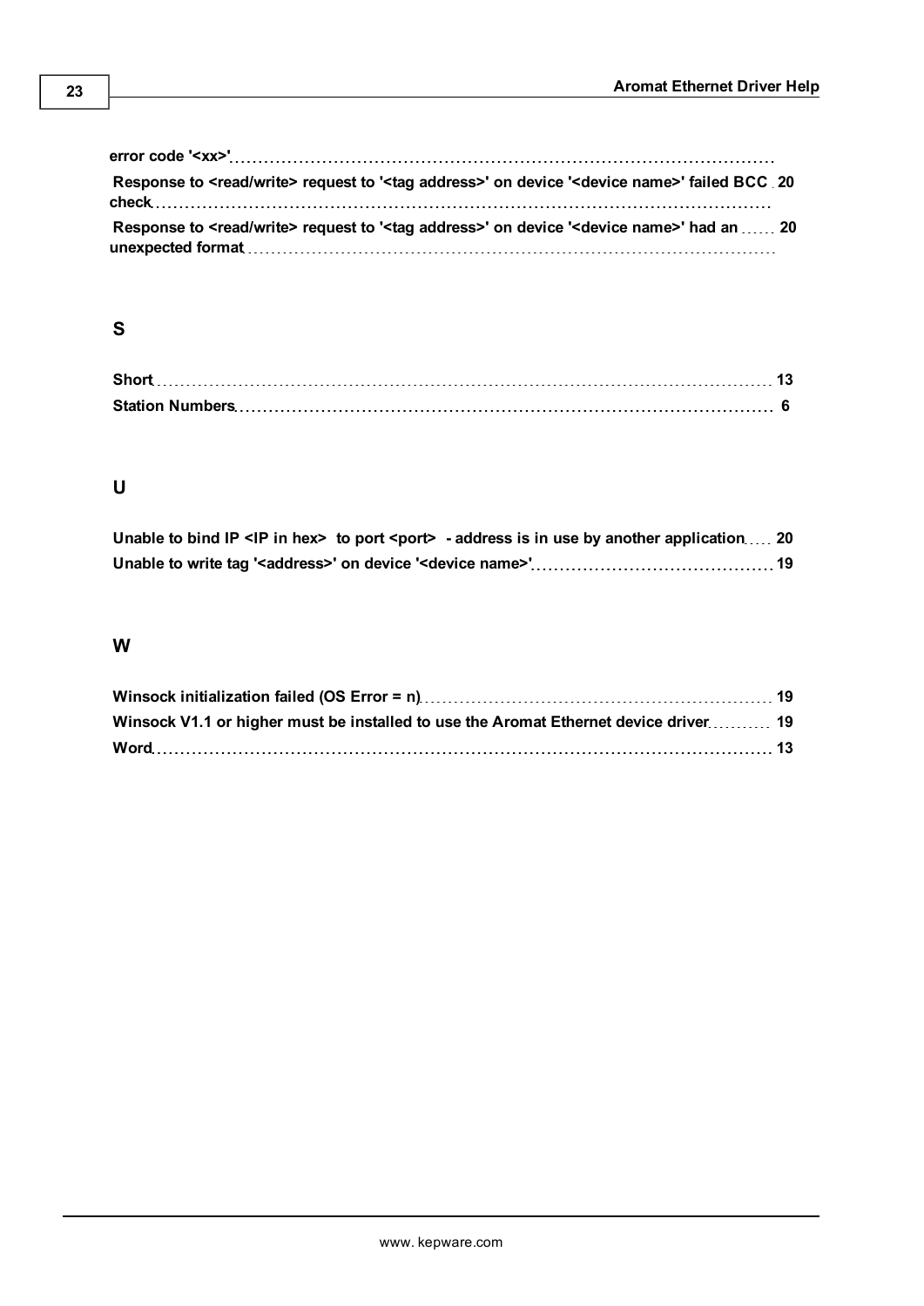error code '<xx>'

Response to <read/write> request to '<tag address>' on device '<device name>' failed BCC check ... 20

Response to <read/write> request to '<tag address>' on device '<device name>' had an unexpected format ... 20

## S

Short ... 13

Station Numbers ... 6

## U

Unable to bind IP <IP in hex> to port <port> - address is in use by another application ... 20

Unable to write tag '<address>' on device '<device name>' ... 19

## W

Winsock initialization failed (OS Error = n) ... 19

Winsock V1.1 or higher must be installed to use the Aromat Ethernet device driver ... 19

Word ... 13